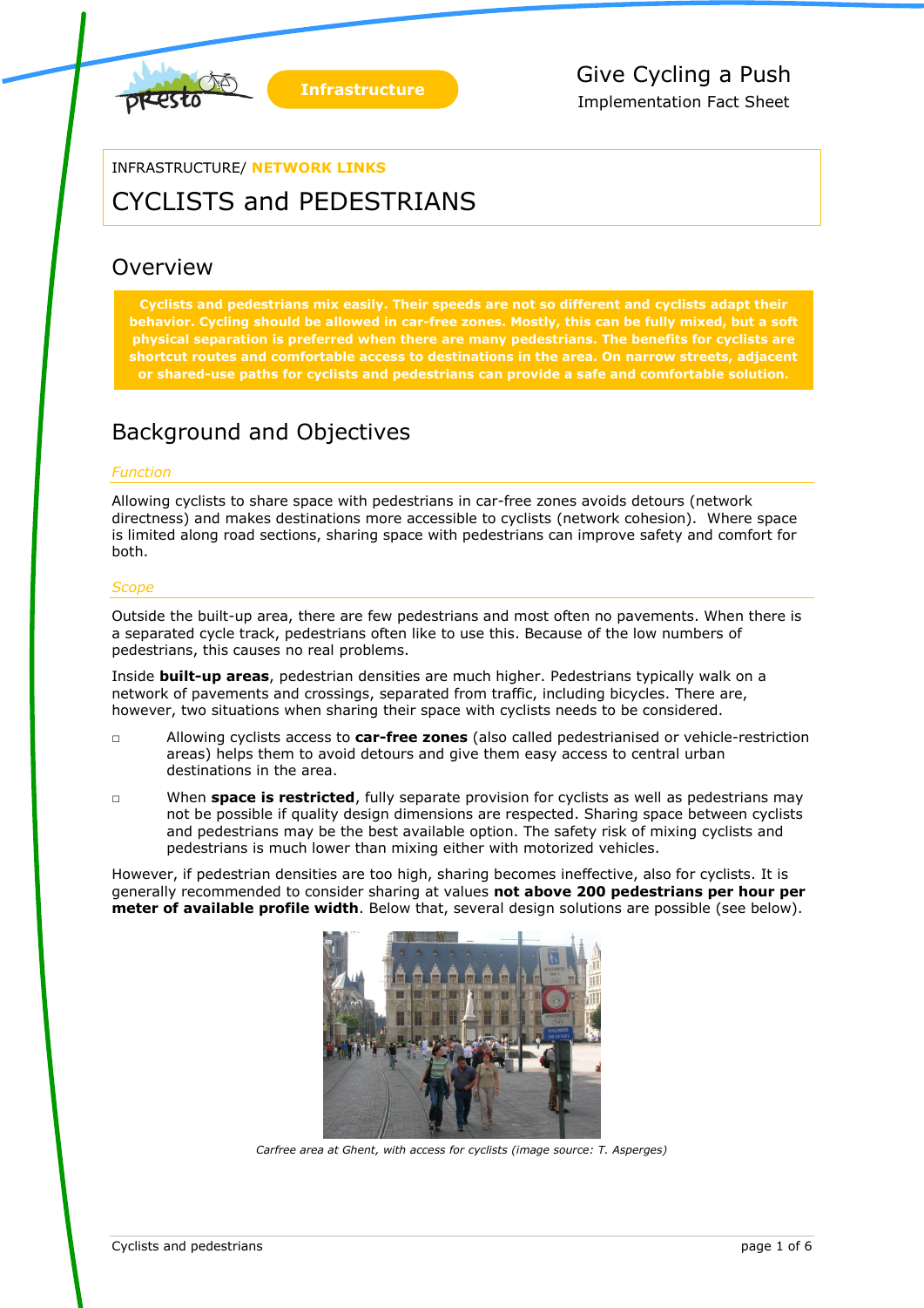Infrastructure

Give Cycling a Push
Implementation Fact Sheet

INFRASTRUCTURE/ **NETWORK LINKS**

# CYCLISTS and PEDESTRIANS

## Overview

**Cyclists and pedestrians mix easily. Their speeds are not so different and cyclists adapt their behavior. Cycling should be allowed in car-free zones. Mostly, this can be fully mixed, but a soft physical separation is preferred when there are many pedestrians. The benefits for cyclists are shortcut routes and comfortable access to destinations in the area. On narrow streets, adjacent or shared-use paths for cyclists and pedestrians can provide a safe and comfortable solution.**

## Background and Objectives

### *Function*

Allowing cyclists to share space with pedestrians in car-free zones avoids detours (network directness) and makes destinations more accessible to cyclists (network cohesion). Where space is limited along road sections, sharing space with pedestrians can improve safety and comfort for both.

### *Scope*

Outside the built-up area, there are few pedestrians and most often no pavements. When there is a separated cycle track, pedestrians often like to use this. Because of the low numbers of pedestrians, this causes no real problems.

Inside **built-up areas**, pedestrian densities are much higher. Pedestrians typically walk on a network of pavements and crossings, separated from traffic, including bicycles. There are, however, two situations when sharing their space with cyclists needs to be considered.

- Allowing cyclists access to **car-free zones** (also called pedestrianised or vehicle-restriction areas) helps them to avoid detours and give them easy access to central urban destinations in the area.
- When **space is restricted**, fully separate provision for cyclists as well as pedestrians may not be possible if quality design dimensions are respected. Sharing space between cyclists and pedestrians may be the best available option. The safety risk of mixing cyclists and pedestrians is much lower than mixing either with motorized vehicles.

However, if pedestrian densities are too high, sharing becomes ineffective, also for cyclists. It is generally recommended to consider sharing at values **not above 200 pedestrians per hour per meter of available profile width**. Below that, several design solutions are possible (see below).

*Carfree area at Ghent, with access for cyclists (image source: T. Asperges)*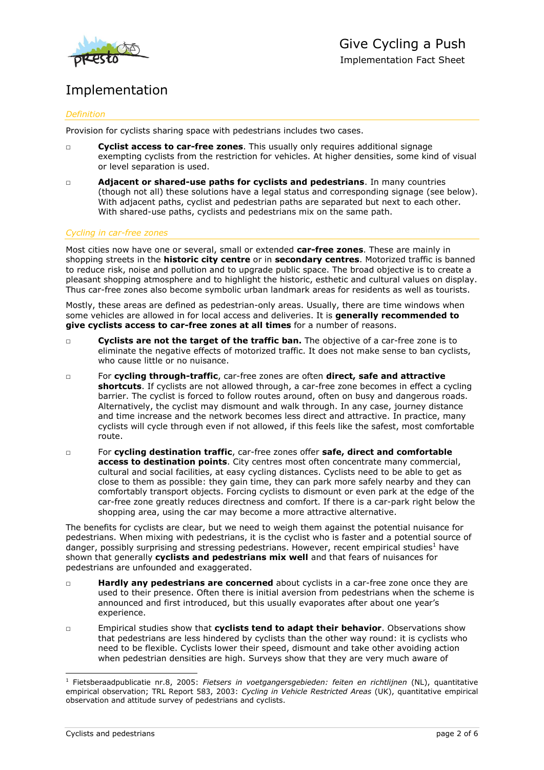# Implementation

*Definition*

Provision for cyclists sharing space with pedestrians includes two cases.

- **Cyclist access to car-free zones**. This usually only requires additional signage exempting cyclists from the restriction for vehicles. At higher densities, some kind of visual or level separation is used.
- **Adjacent or shared-use paths for cyclists and pedestrians**. In many countries (though not all) these solutions have a legal status and corresponding signage (see below). With adjacent paths, cyclist and pedestrian paths are separated but next to each other. With shared-use paths, cyclists and pedestrians mix on the same path.

*Cycling in car-free zones*

Most cities now have one or several, small or extended **car-free zones**. These are mainly in shopping streets in the **historic city centre** or in **secondary centres**. Motorized traffic is banned to reduce risk, noise and pollution and to upgrade public space. The broad objective is to create a pleasant shopping atmosphere and to highlight the historic, esthetic and cultural values on display. Thus car-free zones also become symbolic urban landmark areas for residents as well as tourists.

Mostly, these areas are defined as pedestrian-only areas. Usually, there are time windows when some vehicles are allowed in for local access and deliveries. It is **generally recommended to give cyclists access to car-free zones at all times** for a number of reasons.

- **Cyclists are not the target of the traffic ban.** The objective of a car-free zone is to eliminate the negative effects of motorized traffic. It does not make sense to ban cyclists, who cause little or no nuisance.
- For **cycling through-traffic**, car-free zones are often **direct, safe and attractive shortcuts**. If cyclists are not allowed through, a car-free zone becomes in effect a cycling barrier. The cyclist is forced to follow routes around, often on busy and dangerous roads. Alternatively, the cyclist may dismount and walk through. In any case, journey distance and time increase and the network becomes less direct and attractive. In practice, many cyclists will cycle through even if not allowed, if this feels like the safest, most comfortable route.
- For **cycling destination traffic**, car-free zones offer **safe, direct and comfortable access to destination points**. City centres most often concentrate many commercial, cultural and social facilities, at easy cycling distances. Cyclists need to be able to get as close to them as possible: they gain time, they can park more safely nearby and they can comfortably transport objects. Forcing cyclists to dismount or even park at the edge of the car-free zone greatly reduces directness and comfort. If there is a car-park right below the shopping area, using the car may become a more attractive alternative.

The benefits for cyclists are clear, but we need to weigh them against the potential nuisance for pedestrians. When mixing with pedestrians, it is the cyclist who is faster and a potential source of danger, possibly surprising and stressing pedestrians. However, recent empirical studies[1] have shown that generally **cyclists and pedestrians mix well** and that fears of nuisances for pedestrians are unfounded and exaggerated.

- **Hardly any pedestrians are concerned** about cyclists in a car-free zone once they are used to their presence. Often there is initial aversion from pedestrians when the scheme is announced and first introduced, but this usually evaporates after about one year's experience.
- Empirical studies show that **cyclists tend to adapt their behavior**. Observations show that pedestrians are less hindered by cyclists than the other way round: it is cyclists who need to be flexible. Cyclists lower their speed, dismount and take other avoiding action when pedestrian densities are high. Surveys show that they are very much aware of

---

[1] Fietsberaadpublicatie nr.8, 2005: *Fietsers in voetgangersgebieden: feiten en richtlijnen* (NL), quantitative empirical observation; TRL Report 583, 2003: *Cycling in Vehicle Restricted Areas* (UK), quantitative empirical observation and attitude survey of pedestrians and cyclists.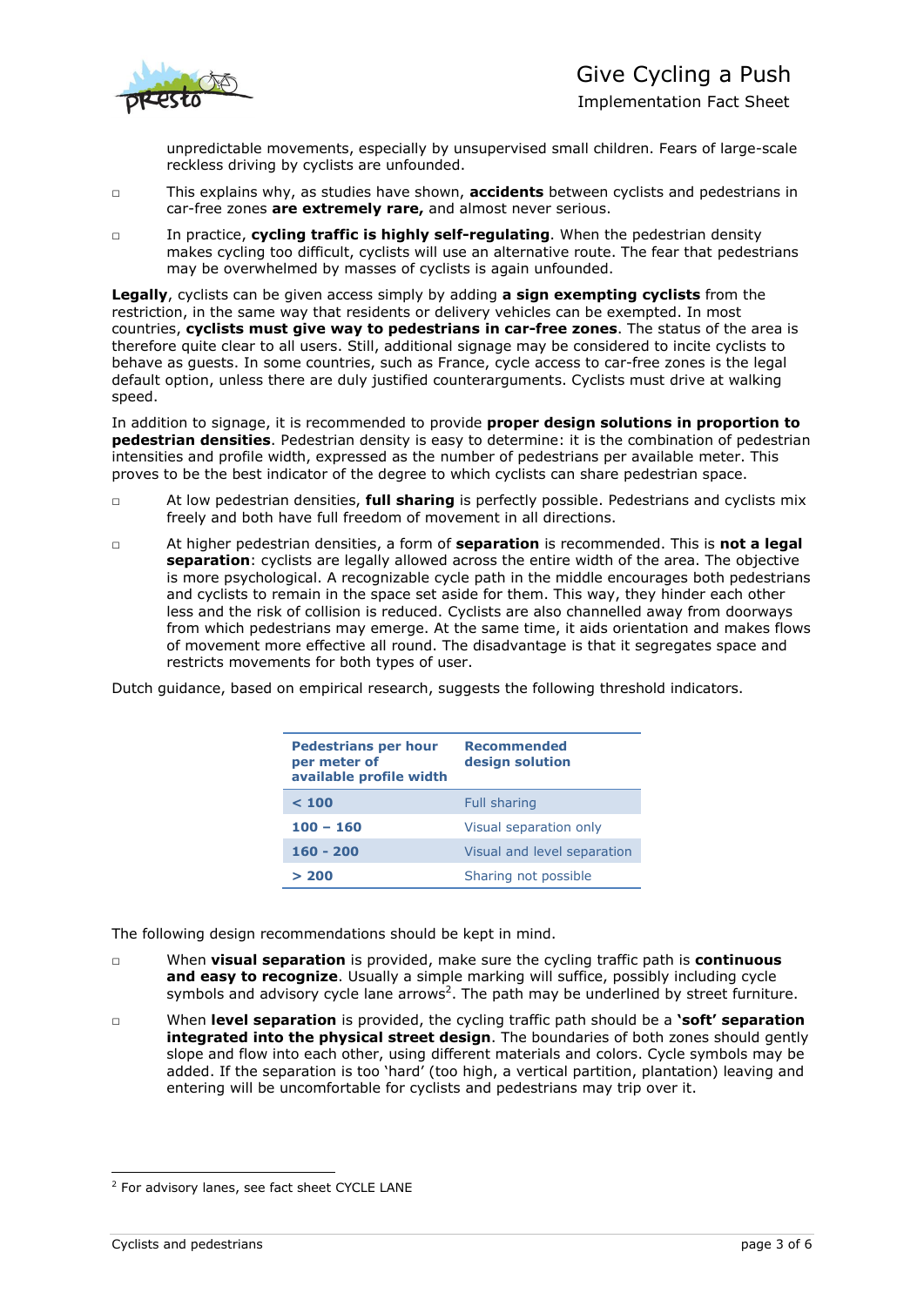unpredictable movements, especially by unsupervised small children. Fears of large-scale reckless driving by cyclists are unfounded.

- This explains why, as studies have shown, **accidents** between cyclists and pedestrians in car-free zones **are extremely rare,** and almost never serious.
- In practice, **cycling traffic is highly self-regulating**. When the pedestrian density makes cycling too difficult, cyclists will use an alternative route. The fear that pedestrians may be overwhelmed by masses of cyclists is again unfounded.

**Legally**, cyclists can be given access simply by adding **a sign exempting cyclists** from the restriction, in the same way that residents or delivery vehicles can be exempted. In most countries, **cyclists must give way to pedestrians in car-free zones**. The status of the area is therefore quite clear to all users. Still, additional signage may be considered to incite cyclists to behave as guests. In some countries, such as France, cycle access to car-free zones is the legal default option, unless there are duly justified counterarguments. Cyclists must drive at walking speed.

In addition to signage, it is recommended to provide **proper design solutions in proportion to pedestrian densities**. Pedestrian density is easy to determine: it is the combination of pedestrian intensities and profile width, expressed as the number of pedestrians per available meter. This proves to be the best indicator of the degree to which cyclists can share pedestrian space.

- At low pedestrian densities, **full sharing** is perfectly possible. Pedestrians and cyclists mix freely and both have full freedom of movement in all directions.
- At higher pedestrian densities, a form of **separation** is recommended. This is **not a legal separation**: cyclists are legally allowed across the entire width of the area. The objective is more psychological. A recognizable cycle path in the middle encourages both pedestrians and cyclists to remain in the space set aside for them. This way, they hinder each other less and the risk of collision is reduced. Cyclists are also channelled away from doorways from which pedestrians may emerge. At the same time, it aids orientation and makes flows of movement more effective all round. The disadvantage is that it segregates space and restricts movements for both types of user.

Dutch guidance, based on empirical research, suggests the following threshold indicators.

| Pedestrians per hour per meter of available profile width | Recommended design solution |
|---|---|
| < 100 | Full sharing |
| 100 – 160 | Visual separation only |
| 160 - 200 | Visual and level separation |
| > 200 | Sharing not possible |

The following design recommendations should be kept in mind.

- When **visual separation** is provided, make sure the cycling traffic path is **continuous and easy to recognize**. Usually a simple marking will suffice, possibly including cycle symbols and advisory cycle lane arrows[2]. The path may be underlined by street furniture.
- When **level separation** is provided, the cycling traffic path should be a **'soft' separation integrated into the physical street design**. The boundaries of both zones should gently slope and flow into each other, using different materials and colors. Cycle symbols may be added. If the separation is too 'hard' (too high, a vertical partition, plantation) leaving and entering will be uncomfortable for cyclists and pedestrians may trip over it.

[2] For advisory lanes, see fact sheet CYCLE LANE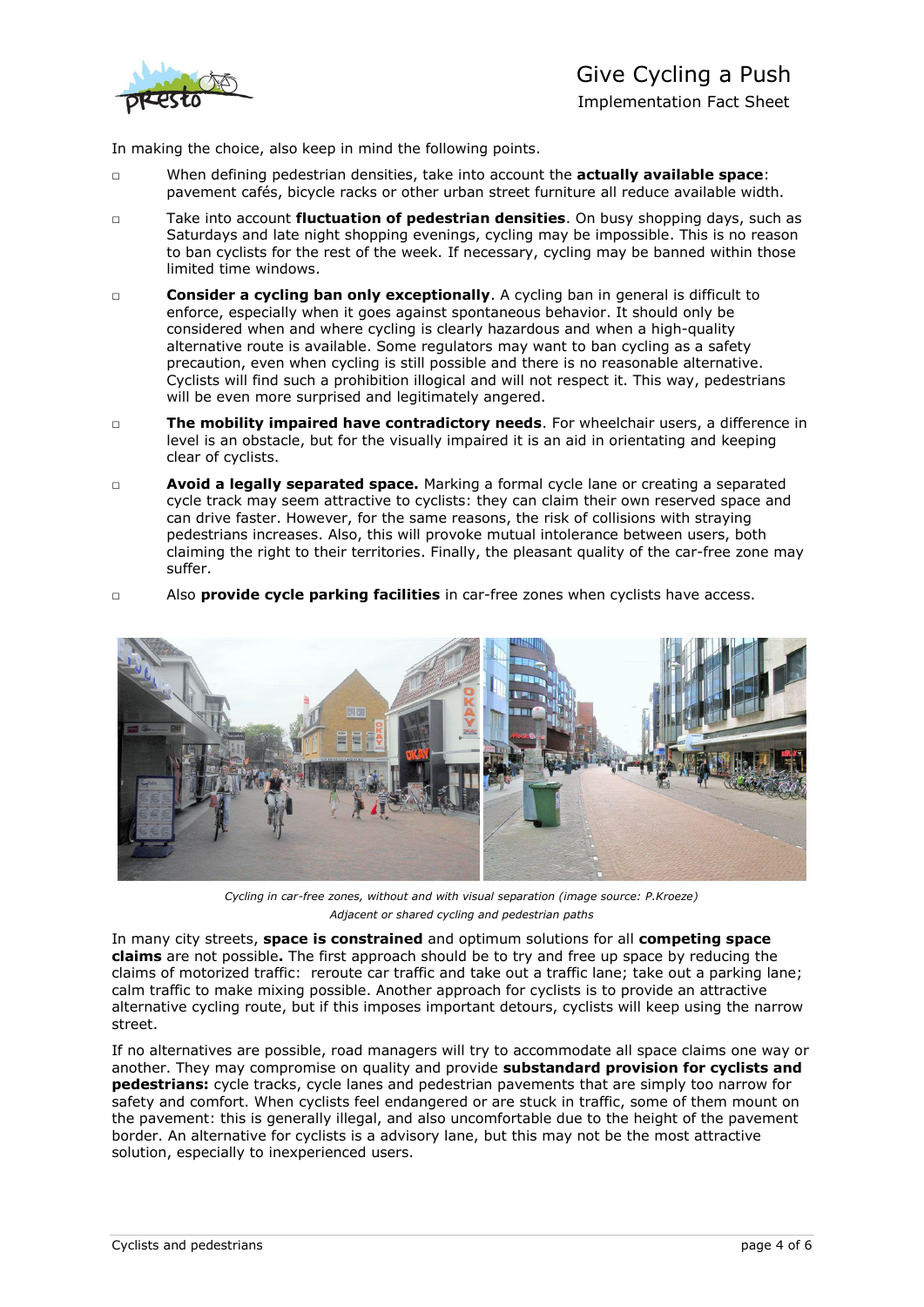In making the choice, also keep in mind the following points.

- When defining pedestrian densities, take into account the **actually available space**: pavement cafés, bicycle racks or other urban street furniture all reduce available width.
- Take into account **fluctuation of pedestrian densities**. On busy shopping days, such as Saturdays and late night shopping evenings, cycling may be impossible. This is no reason to ban cyclists for the rest of the week. If necessary, cycling may be banned within those limited time windows.
- **Consider a cycling ban only exceptionally**. A cycling ban in general is difficult to enforce, especially when it goes against spontaneous behavior. It should only be considered when and where cycling is clearly hazardous and when a high-quality alternative route is available. Some regulators may want to ban cycling as a safety precaution, even when cycling is still possible and there is no reasonable alternative. Cyclists will find such a prohibition illogical and will not respect it. This way, pedestrians will be even more surprised and legitimately angered.
- **The mobility impaired have contradictory needs**. For wheelchair users, a difference in level is an obstacle, but for the visually impaired it is an aid in orientating and keeping clear of cyclists.
- **Avoid a legally separated space.** Marking a formal cycle lane or creating a separated cycle track may seem attractive to cyclists: they can claim their own reserved space and can drive faster. However, for the same reasons, the risk of collisions with straying pedestrians increases. Also, this will provoke mutual intolerance between users, both claiming the right to their territories. Finally, the pleasant quality of the car-free zone may suffer.
- Also **provide cycle parking facilities** in car-free zones when cyclists have access.

*Cycling in car-free zones, without and with visual separation (image source: P.Kroeze)*

*Adjacent or shared cycling and pedestrian paths*

In many city streets, **space is constrained** and optimum solutions for all **competing space claims** are not possible**.** The first approach should be to try and free up space by reducing the claims of motorized traffic: reroute car traffic and take out a traffic lane; take out a parking lane; calm traffic to make mixing possible. Another approach for cyclists is to provide an attractive alternative cycling route, but if this imposes important detours, cyclists will keep using the narrow street.

If no alternatives are possible, road managers will try to accommodate all space claims one way or another. They may compromise on quality and provide **substandard provision for cyclists and pedestrians:** cycle tracks, cycle lanes and pedestrian pavements that are simply too narrow for safety and comfort. When cyclists feel endangered or are stuck in traffic, some of them mount on the pavement: this is generally illegal, and also uncomfortable due to the height of the pavement border. An alternative for cyclists is a advisory lane, but this may not be the most attractive solution, especially to inexperienced users.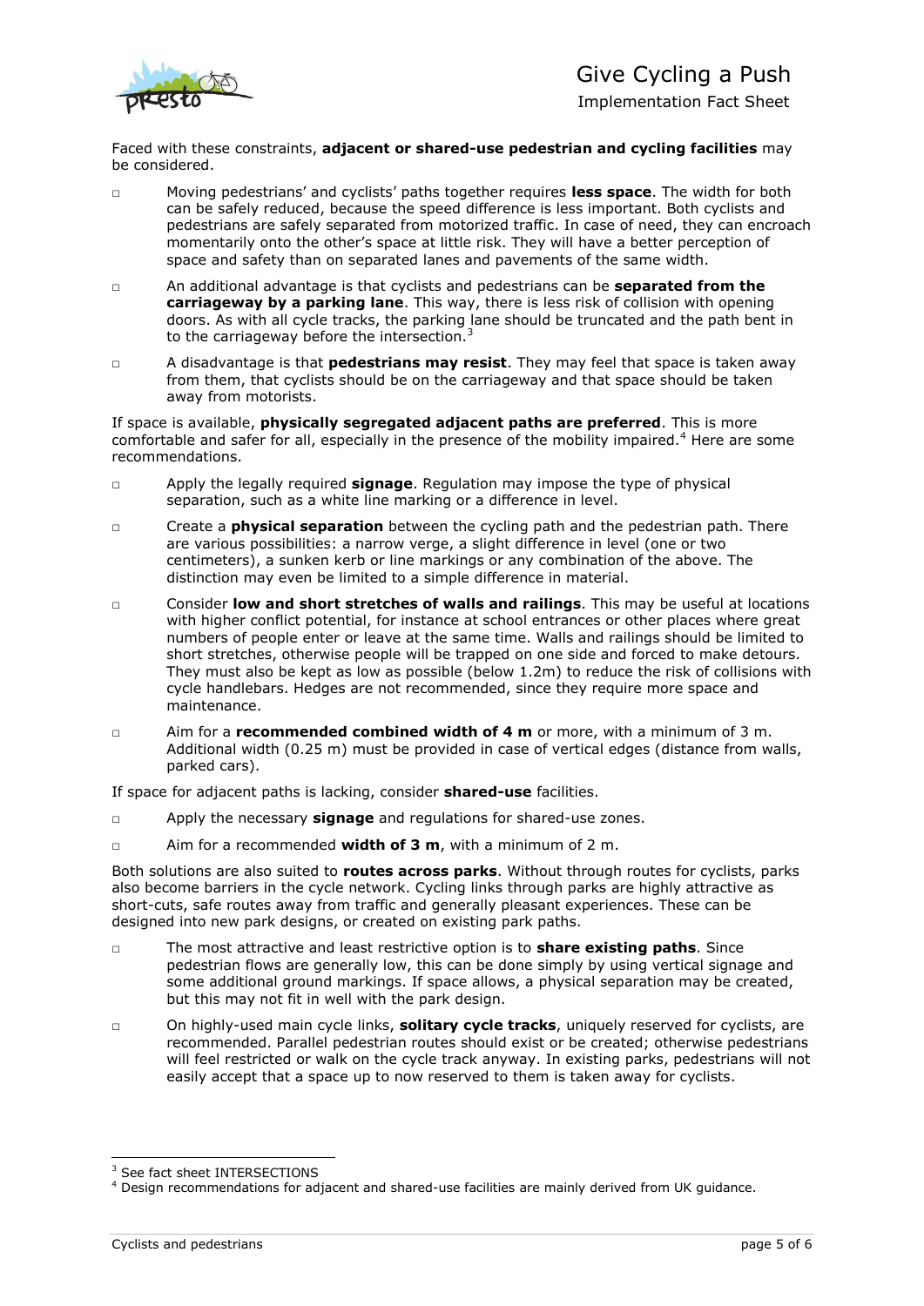Faced with these constraints, **adjacent or shared-use pedestrian and cycling facilities** may be considered.

- Moving pedestrians' and cyclists' paths together requires **less space**. The width for both can be safely reduced, because the speed difference is less important. Both cyclists and pedestrians are safely separated from motorized traffic. In case of need, they can encroach momentarily onto the other's space at little risk. They will have a better perception of space and safety than on separated lanes and pavements of the same width.
- An additional advantage is that cyclists and pedestrians can be **separated from the carriageway by a parking lane**. This way, there is less risk of collision with opening doors. As with all cycle tracks, the parking lane should be truncated and the path bent in to the carriageway before the intersection.[3]
- A disadvantage is that **pedestrians may resist**. They may feel that space is taken away from them, that cyclists should be on the carriageway and that space should be taken away from motorists.

If space is available, **physically segregated adjacent paths are preferred**. This is more comfortable and safer for all, especially in the presence of the mobility impaired.[4] Here are some recommendations.

- Apply the legally required **signage**. Regulation may impose the type of physical separation, such as a white line marking or a difference in level.
- Create a **physical separation** between the cycling path and the pedestrian path. There are various possibilities: a narrow verge, a slight difference in level (one or two centimeters), a sunken kerb or line markings or any combination of the above. The distinction may even be limited to a simple difference in material.
- Consider **low and short stretches of walls and railings**. This may be useful at locations with higher conflict potential, for instance at school entrances or other places where great numbers of people enter or leave at the same time. Walls and railings should be limited to short stretches, otherwise people will be trapped on one side and forced to make detours. They must also be kept as low as possible (below 1.2m) to reduce the risk of collisions with cycle handlebars. Hedges are not recommended, since they require more space and maintenance.
- Aim for a **recommended combined width of 4 m** or more, with a minimum of 3 m. Additional width (0.25 m) must be provided in case of vertical edges (distance from walls, parked cars).

If space for adjacent paths is lacking, consider **shared-use** facilities.

- Apply the necessary **signage** and regulations for shared-use zones.
- Aim for a recommended **width of 3 m**, with a minimum of 2 m.

Both solutions are also suited to **routes across parks**. Without through routes for cyclists, parks also become barriers in the cycle network. Cycling links through parks are highly attractive as short-cuts, safe routes away from traffic and generally pleasant experiences. These can be designed into new park designs, or created on existing park paths.

- The most attractive and least restrictive option is to **share existing paths**. Since pedestrian flows are generally low, this can be done simply by using vertical signage and some additional ground markings. If space allows, a physical separation may be created, but this may not fit in well with the park design.
- On highly-used main cycle links, **solitary cycle tracks**, uniquely reserved for cyclists, are recommended. Parallel pedestrian routes should exist or be created; otherwise pedestrians will feel restricted or walk on the cycle track anyway. In existing parks, pedestrians will not easily accept that a space up to now reserved to them is taken away for cyclists.

---

[3] See fact sheet INTERSECTIONS

[4] Design recommendations for adjacent and shared-use facilities are mainly derived from UK guidance.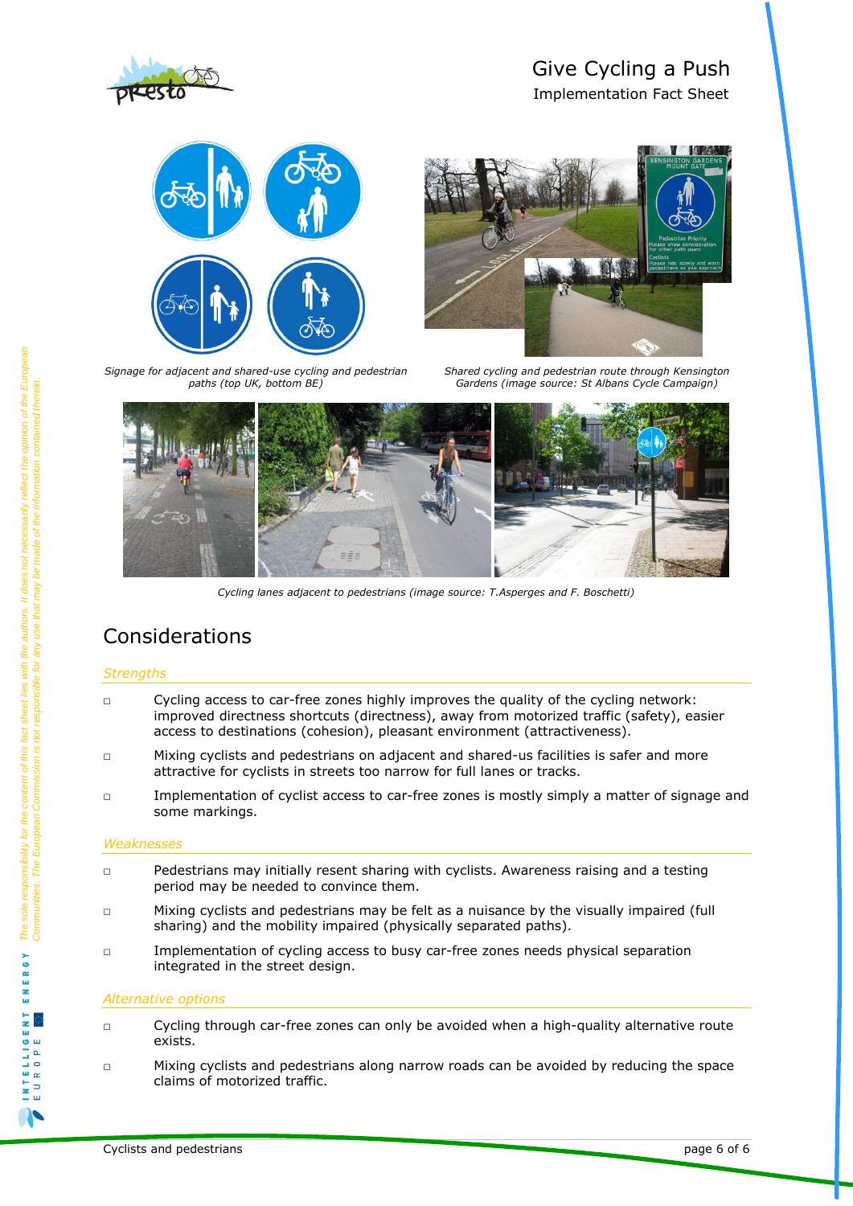Signage for adjacent and shared-use cycling and pedestrian paths (top UK, bottom BE)

Shared cycling and pedestrian route through Kensington Gardens (image source: St Albans Cycle Campaign)

Cycling lanes adjacent to pedestrians (image source: T.Asperges and F. Boschetti)

## Considerations

### *Strengths*

- Cycling access to car-free zones highly improves the quality of the cycling network: improved directness shortcuts (directness), away from motorized traffic (safety), easier access to destinations (cohesion), pleasant environment (attractiveness).
- Mixing cyclists and pedestrians on adjacent and shared-us facilities is safer and more attractive for cyclists in streets too narrow for full lanes or tracks.
- Implementation of cyclist access to car-free zones is mostly simply a matter of signage and some markings.

### *Weaknesses*

- Pedestrians may initially resent sharing with cyclists. Awareness raising and a testing period may be needed to convince them.
- Mixing cyclists and pedestrians may be felt as a nuisance by the visually impaired (full sharing) and the mobility impaired (physically separated paths).
- Implementation of cycling access to busy car-free zones needs physical separation integrated in the street design.

### *Alternative options*

- Cycling through car-free zones can only be avoided when a high-quality alternative route exists.
- Mixing cyclists and pedestrians along narrow roads can be avoided by reducing the space claims of motorized traffic.